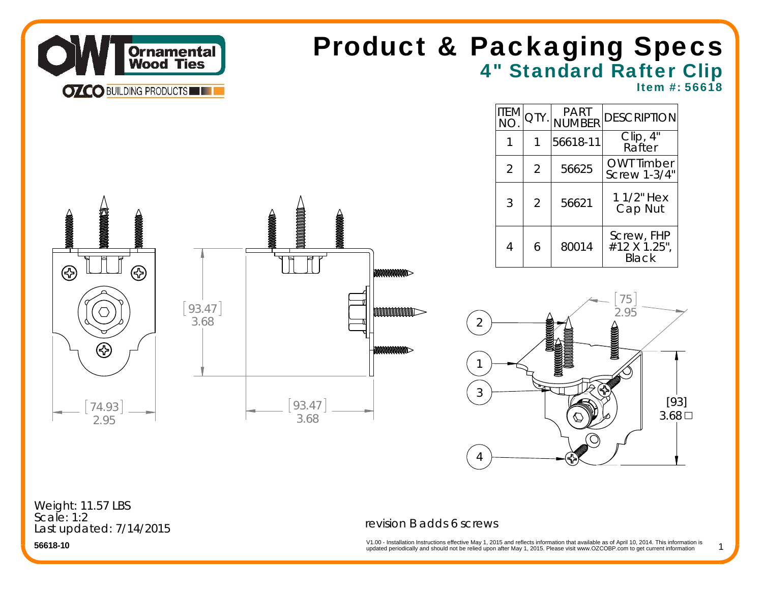# Product & Packaging Specs

## 4" Standard Rafter Clip

### Item #: 56618

| ITEM NO. | QTY. | PART NUMBER | DESCRIPTION |
|---|---|---|---|
| 1 | 1 | 56618-11 | Clip, 4" Rafter |
| 2 | 2 | 56625 | OWT Timber Screw 1-3/4" |
| 3 | 2 | 56621 | 1 1/2" Hex Cap Nut |
| 4 | 6 | 80014 | Screw, FHP #12 X 1.25", Black |

[74.93] 2.95

[93.47] 3.68

[93.47] 3.68

[75] 2.95

[93] 3.68 □

Weight: 11.57 LBS
Scale: 1:2
Last updated: 7/14/2015

56618-10

revision B adds 6 screws

V1.00 - Installation Instructions effective May 1, 2015 and reflects information that available as of April 10, 2014. This information is updated periodically and should not be relied upon after May 1, 2015. Please visit www.OZCOBP.com to get current information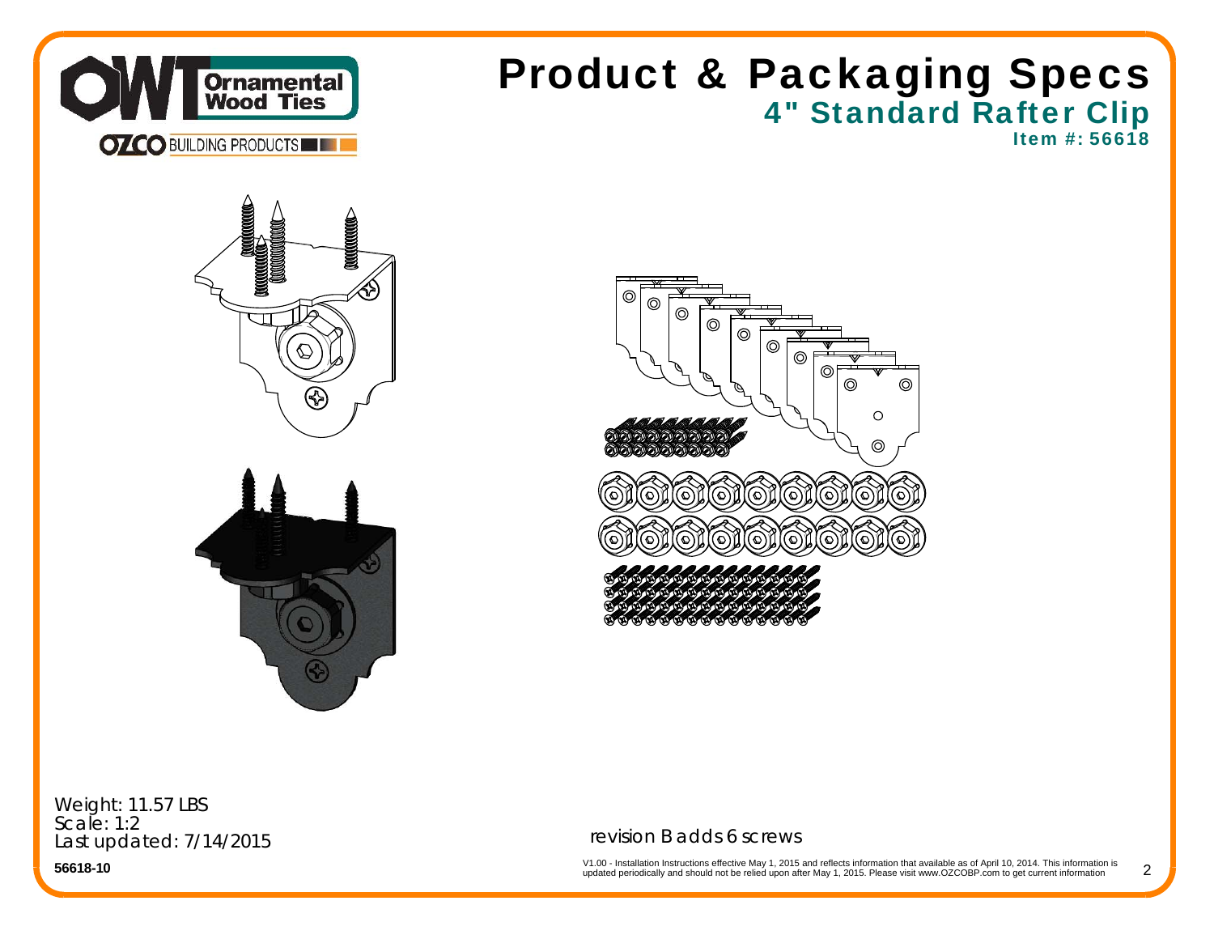# Product & Packaging Specs

## 4" Standard Rafter Clip

### Item #: 56618

Weight: 11.57 LBS
Scale: 1:2
Last updated: 7/14/2015

56618-10

revision B adds 6 screws

V1.00 - Installation Instructions effective May 1, 2015 and reflects information that available as of April 10, 2014. This information is updated periodically and should not be relied upon after May 1, 2015. Please visit www.OZCOBP.com to get current information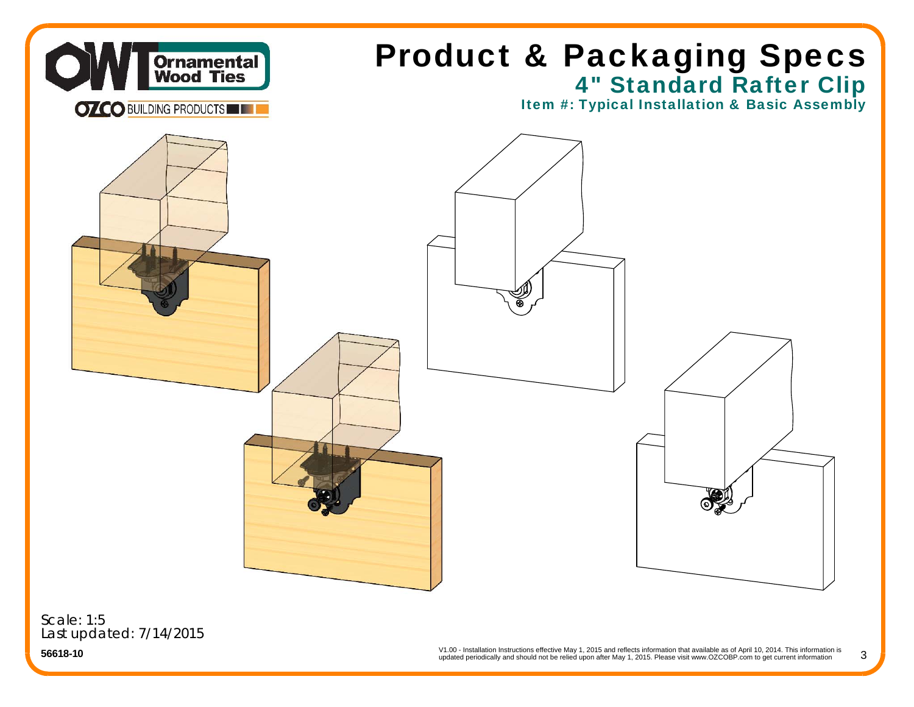# Product & Packaging Specs

## 4" Standard Rafter Clip

### Item #: Typical Installation & Basic Assembly

Scale: 1:5
Last updated: 7/14/2015

**56618-10**

V1.00 - Installation Instructions effective May 1, 2015 and reflects information that available as of April 10, 2014. This information is updated periodically and should not be relied upon after May 1, 2015. Please visit www.OZCOBP.com to get current information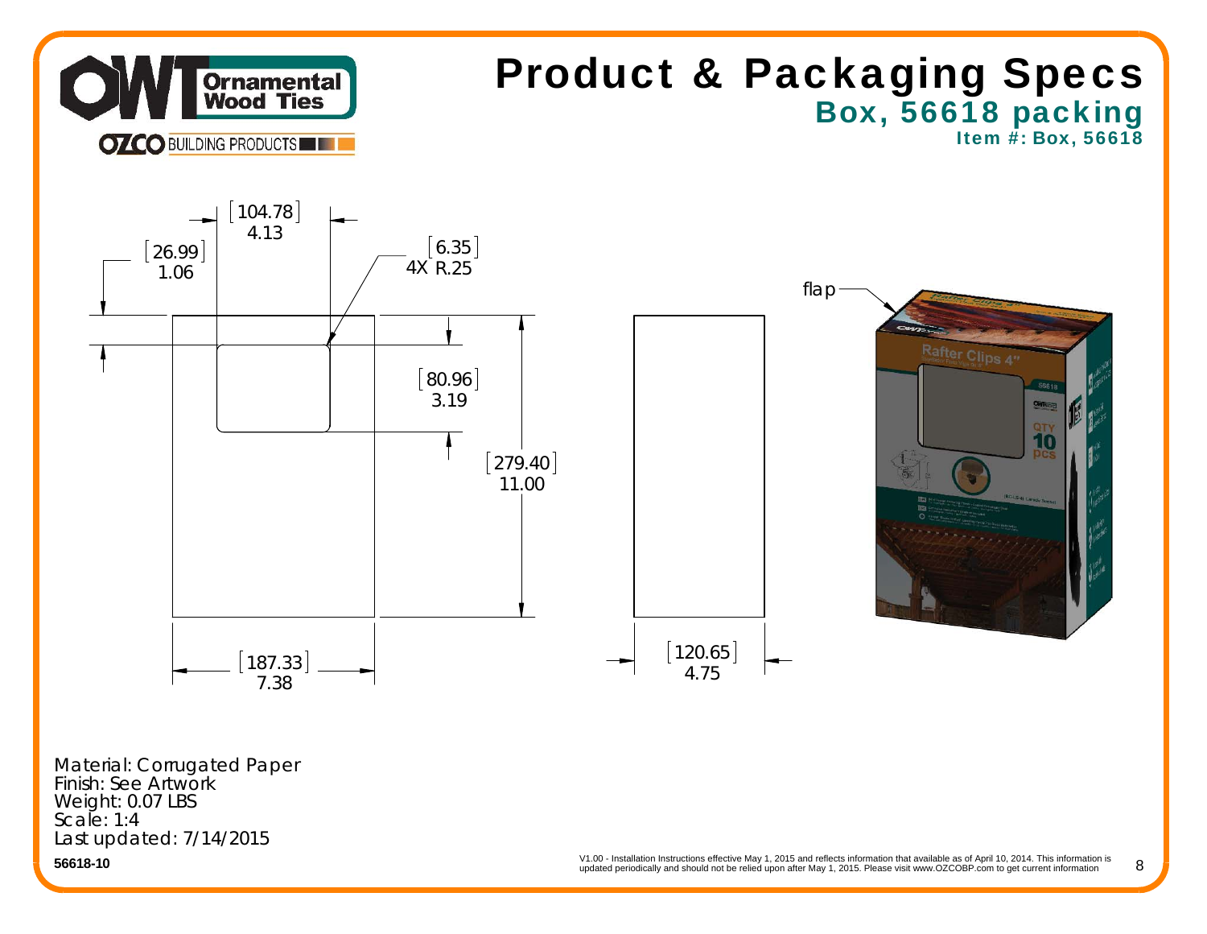# Product & Packaging Specs

## Box, 56618 packing

### Item #: Box, 56618

[104.78] 4.13

[26.99] 1.06

[6.35] 4X R.25

[80.96] 3.19

[279.40] 11.00

[187.33] 7.38

[120.65] 4.75

flap

Material: Corrugated Paper
Finish: See Artwork
Weight: 0.07 LBS
Scale: 1:4
Last updated: 7/14/2015

**56618-10**

V1.00 - Installation Instructions effective May 1, 2015 and reflects information that available as of April 10, 2014. This information is updated periodically and should not be relied upon after May 1, 2015. Please visit www.OZCOBP.com to get current information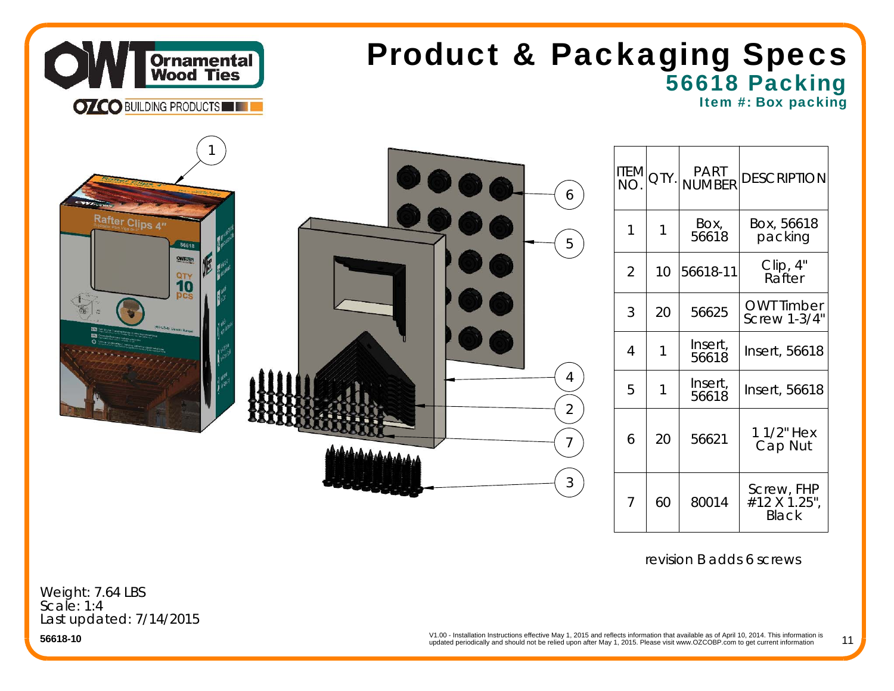# Product & Packaging Specs

## 56618 Packing

### Item #: Box packing

| ITEM NO. | QTY. | PART NUMBER | DESCRIPTION |
|---|---|---|---|
| 1 | 1 | Box, 56618 | Box, 56618 packing |
| 2 | 10 | 56618-11 | Clip, 4" Rafter |
| 3 | 20 | 56625 | OWT Timber Screw 1-3/4" |
| 4 | 1 | Insert, 56618 | Insert, 56618 |
| 5 | 1 | Insert, 56618 | Insert, 56618 |
| 6 | 20 | 56621 | 1 1/2" Hex Cap Nut |
| 7 | 60 | 80014 | Screw, FHP #12 X 1.25", Black |

revision B adds 6 screws

Weight: 7.64 LBS
Scale: 1:4
Last updated: 7/14/2015

56618-10

V1.00 - Installation Instructions effective May 1, 2015 and reflects information that available as of April 10, 2014. This information is updated periodically and should not be relied upon after May 1, 2015. Please visit www.OZCOBP.com to get current information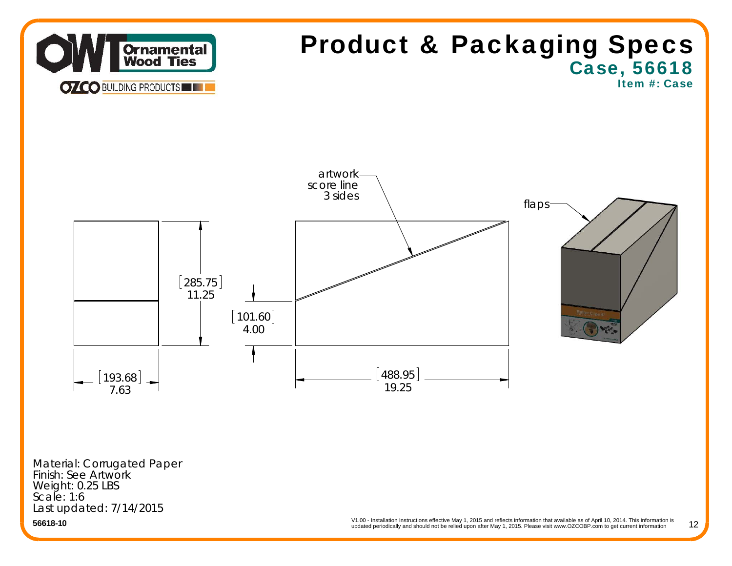# Product & Packaging Specs

## Case, 56618

### Item #: Case

artwork score line 3 sides

flaps

[285.75] 11.25

[101.60] 4.00

[193.68] 7.63

[488.95] 19.25

Material: Corrugated Paper
Finish: See Artwork
Weight: 0.25 LBS
Scale: 1:6
Last updated: 7/14/2015

56618-10

V1.00 - Installation Instructions effective May 1, 2015 and reflects information that available as of April 10, 2014. This information is updated periodically and should not be relied upon after May 1, 2015. Please visit www.OZCOBP.com to get current information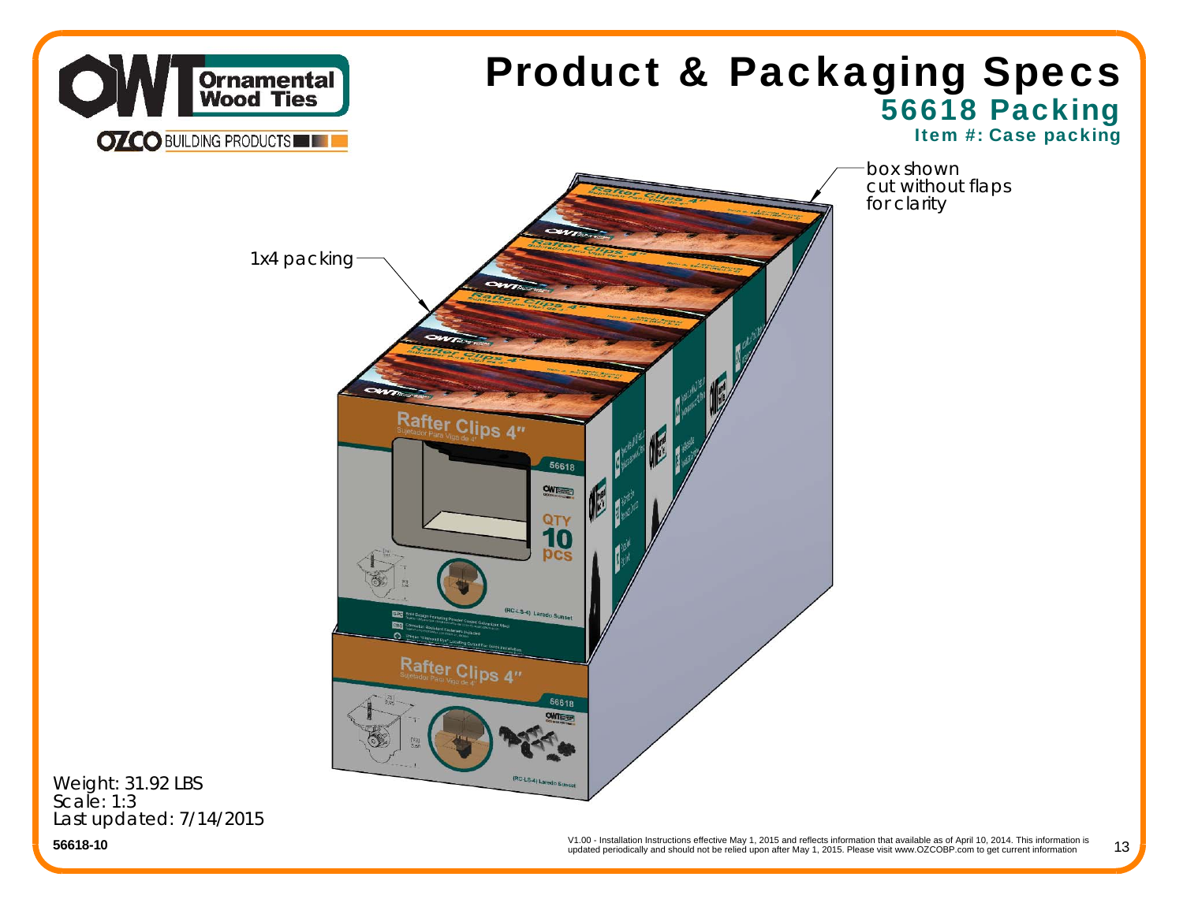# Product & Packaging Specs

## 56618 Packing

### Item #: Case packing

box shown cut without flaps for clarity

1x4 packing

Weight: 31.92 LBS
Scale: 1:3
Last updated: 7/14/2015

56618-10

V1.00 - Installation Instructions effective May 1, 2015 and reflects information that available as of April 10, 2014. This information is updated periodically and should not be relied upon after May 1, 2015. Please visit www.OZCOBP.com to get current information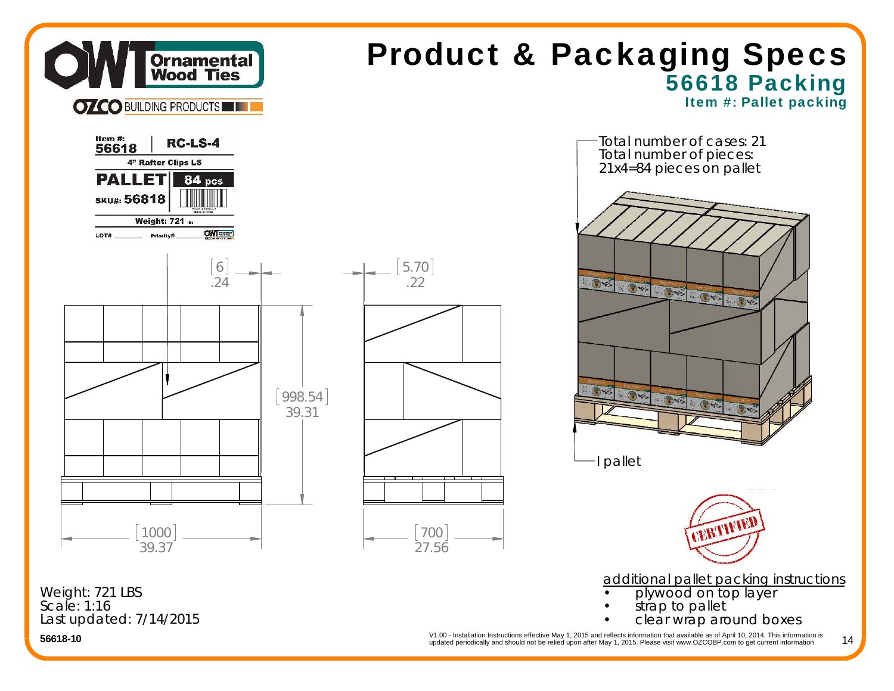# Product & Packaging Specs

## 56618 Packing

### Item #: Pallet packing

Item #: 56618 | RC-LS-4

4" Rafter Clips LS

PALLET | 84 pcs

SKU#: 56818

Weight: 721 lbs

LOT# ________ Priority# ________

[6]
.24

[5.70]
.22

[998.54]
39.31

[1000]
39.37

[700]
27.56

Total number of cases: 21
Total number of pieces:
21x4=84 pieces on pallet

I pallet

CERTIFIED

Weight: 721 LBS
Scale: 1:16
Last updated: 7/14/2015

<u>additional pallet packing instructions</u>

- plywood on top layer
- strap to pallet
- clear wrap around boxes

56618-10

V1.00 - Installation Instructions effective May 1, 2015 and reflects information that available as of April 10, 2014. This information is updated periodically and should not be relied upon after May 1, 2015. Please visit www.OZCOBP.com to get current information